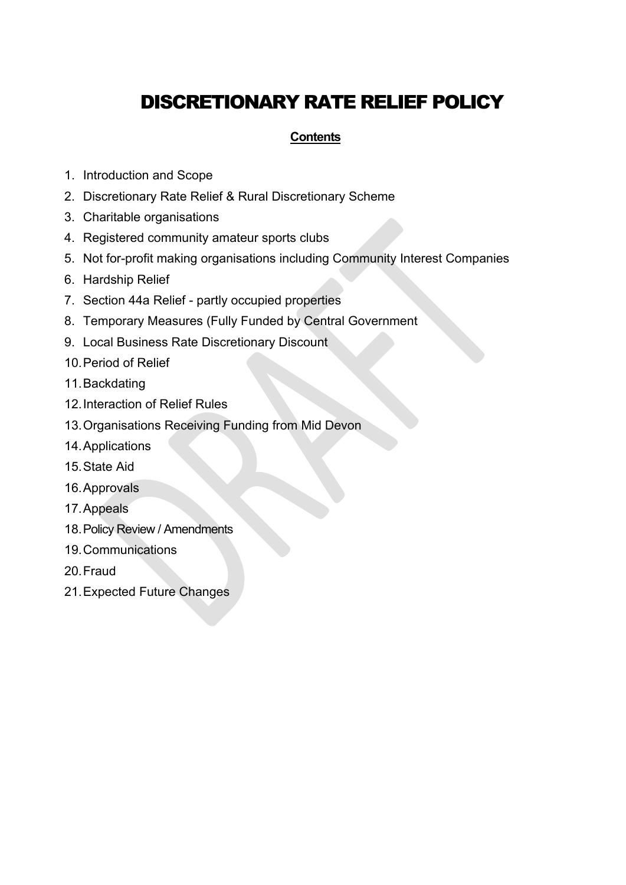# DISCRETIONARY RATE RELIEF POLICY

**Contents**

1. Introduction and Scope
2. Discretionary Rate Relief & Rural Discretionary Scheme
3. Charitable organisations
4. Registered community amateur sports clubs
5. Not for-profit making organisations including Community Interest Companies
6. Hardship Relief
7. Section 44a Relief - partly occupied properties
8. Temporary Measures (Fully Funded by Central Government
9. Local Business Rate Discretionary Discount
10. Period of Relief
11. Backdating
12. Interaction of Relief Rules
13. Organisations Receiving Funding from Mid Devon
14. Applications
15. State Aid
16. Approvals
17. Appeals
18. Policy Review / Amendments
19. Communications
20. Fraud
21. Expected Future Changes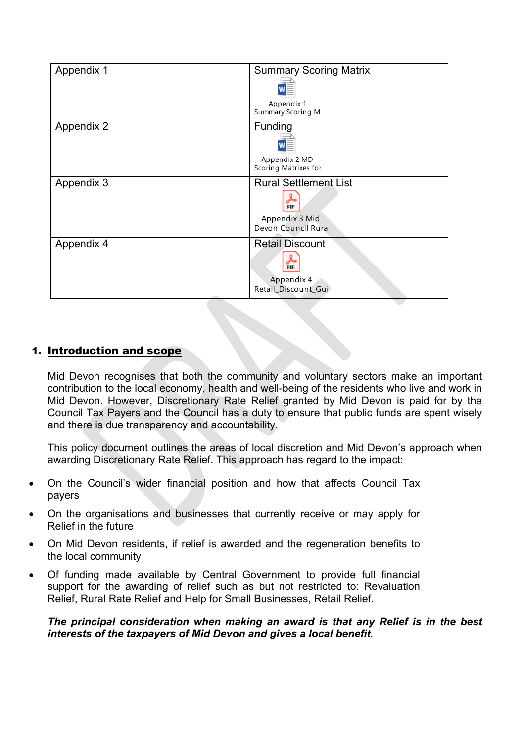| Appendix 1 | Summary Scoring Matrix<br>Appendix 1 Summary Scoring M. |
|---|---|
| Appendix 2 | Funding<br>Appendix 2 MD Scoring Matrixes for |
| Appendix 3 | Rural Settlement List<br>Appendix 3 Mid Devon Council Rura |
| Appendix 4 | Retail Discount<br>Appendix 4 Retail_Discount_Gui |

## 1. Introduction and scope

Mid Devon recognises that both the community and voluntary sectors make an important contribution to the local economy, health and well-being of the residents who live and work in Mid Devon. However, Discretionary Rate Relief granted by Mid Devon is paid for by the Council Tax Payers and the Council has a duty to ensure that public funds are spent wisely and there is due transparency and accountability.

This policy document outlines the areas of local discretion and Mid Devon's approach when awarding Discretionary Rate Relief. This approach has regard to the impact:

- On the Council's wider financial position and how that affects Council Tax payers
- On the organisations and businesses that currently receive or may apply for Relief in the future
- On Mid Devon residents, if relief is awarded and the regeneration benefits to the local community
- Of funding made available by Central Government to provide full financial support for the awarding of relief such as but not restricted to: Revaluation Relief, Rural Rate Relief and Help for Small Businesses, Retail Relief.

***The principal consideration when making an award is that any Relief is in the best interests of the taxpayers of Mid Devon and gives a local benefit***.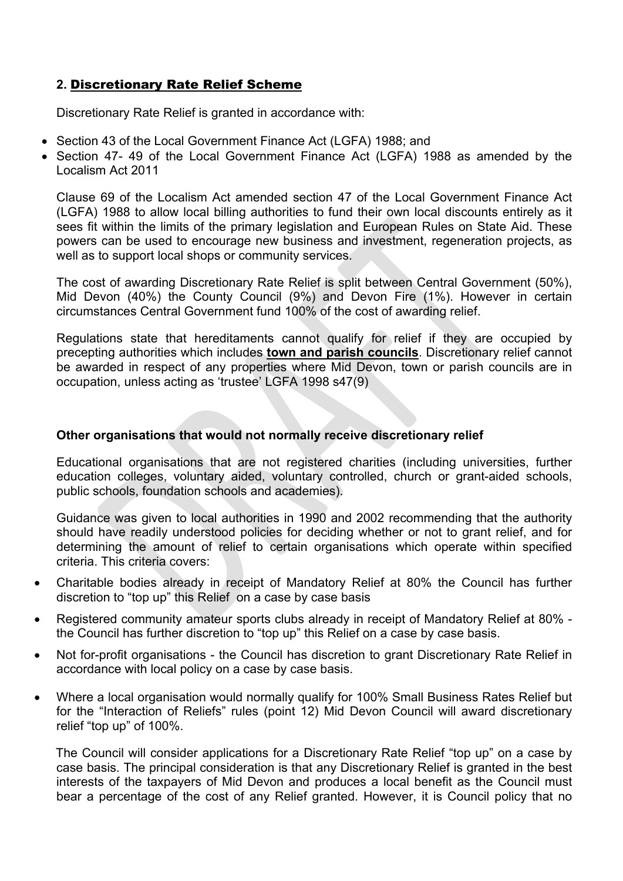## 2. Discretionary Rate Relief Scheme

Discretionary Rate Relief is granted in accordance with:

- Section 43 of the Local Government Finance Act (LGFA) 1988; and
- Section 47- 49 of the Local Government Finance Act (LGFA) 1988 as amended by the Localism Act 2011

Clause 69 of the Localism Act amended section 47 of the Local Government Finance Act (LGFA) 1988 to allow local billing authorities to fund their own local discounts entirely as it sees fit within the limits of the primary legislation and European Rules on State Aid. These powers can be used to encourage new business and investment, regeneration projects, as well as to support local shops or community services.

The cost of awarding Discretionary Rate Relief is split between Central Government (50%), Mid Devon (40%) the County Council (9%) and Devon Fire (1%). However in certain circumstances Central Government fund 100% of the cost of awarding relief.

Regulations state that hereditaments cannot qualify for relief if they are occupied by precepting authorities which includes **town and parish councils**. Discretionary relief cannot be awarded in respect of any properties where Mid Devon, town or parish councils are in occupation, unless acting as 'trustee' LGFA 1998 s47(9)

**Other organisations that would not normally receive discretionary relief**

Educational organisations that are not registered charities (including universities, further education colleges, voluntary aided, voluntary controlled, church or grant-aided schools, public schools, foundation schools and academies).

Guidance was given to local authorities in 1990 and 2002 recommending that the authority should have readily understood policies for deciding whether or not to grant relief, and for determining the amount of relief to certain organisations which operate within specified criteria. This criteria covers:

- Charitable bodies already in receipt of Mandatory Relief at 80% the Council has further discretion to "top up" this Relief on a case by case basis
- Registered community amateur sports clubs already in receipt of Mandatory Relief at 80% - the Council has further discretion to "top up" this Relief on a case by case basis.
- Not for-profit organisations - the Council has discretion to grant Discretionary Rate Relief in accordance with local policy on a case by case basis.
- Where a local organisation would normally qualify for 100% Small Business Rates Relief but for the "Interaction of Reliefs" rules (point 12) Mid Devon Council will award discretionary relief "top up" of 100%.

The Council will consider applications for a Discretionary Rate Relief "top up" on a case by case basis. The principal consideration is that any Discretionary Relief is granted in the best interests of the taxpayers of Mid Devon and produces a local benefit as the Council must bear a percentage of the cost of any Relief granted. However, it is Council policy that no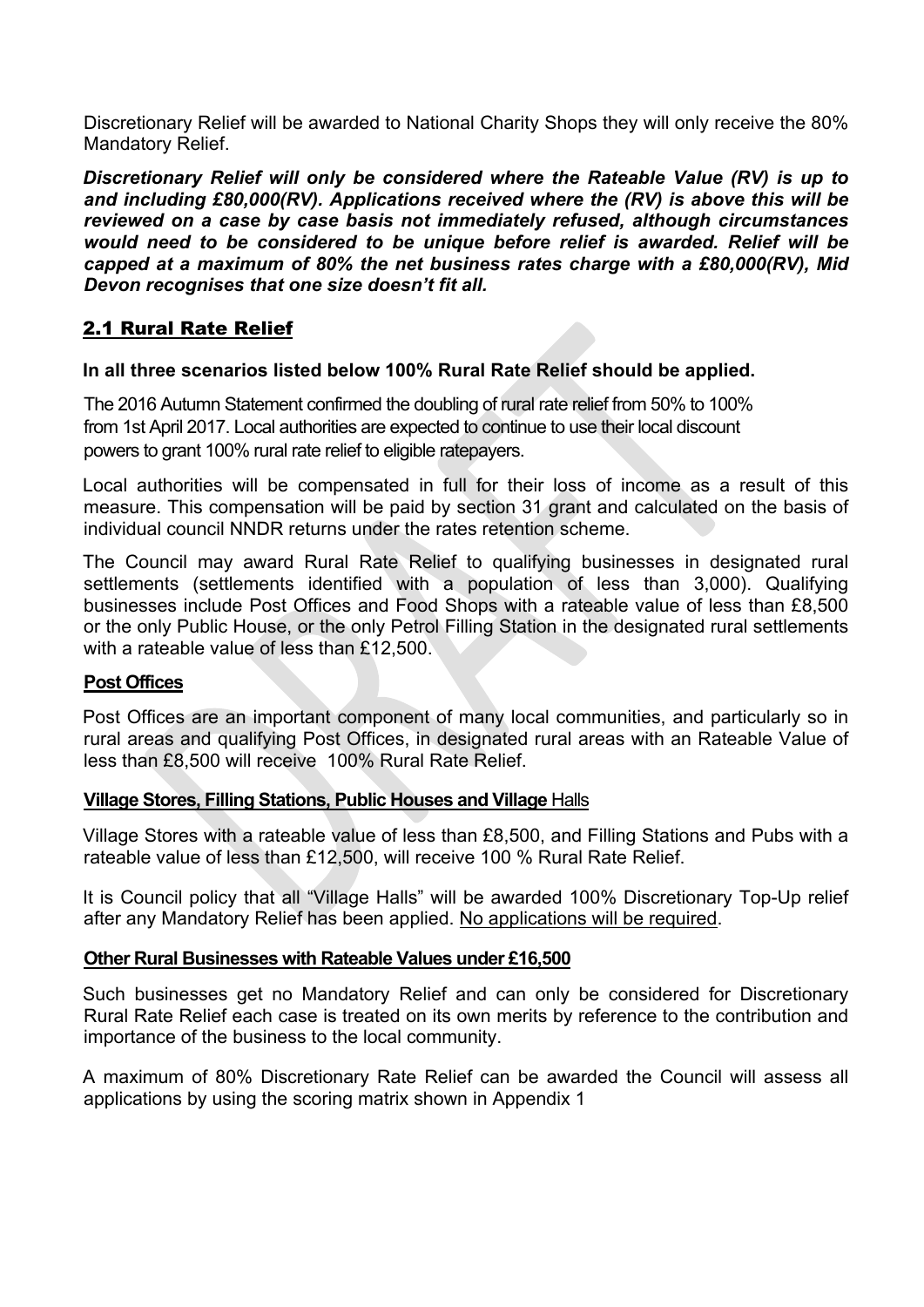Discretionary Relief will be awarded to National Charity Shops they will only receive the 80% Mandatory Relief.

***Discretionary Relief will only be considered where the Rateable Value (RV) is up to and including £80,000(RV). Applications received where the (RV) is above this will be reviewed on a case by case basis not immediately refused, although circumstances would need to be considered to be unique before relief is awarded. Relief will be capped at a maximum of 80% the net business rates charge with a £80,000(RV), Mid Devon recognises that one size doesn't fit all.***

## 2.1 Rural Rate Relief

**In all three scenarios listed below 100% Rural Rate Relief should be applied.**

The 2016 Autumn Statement confirmed the doubling of rural rate relief from 50% to 100% from 1st April 2017. Local authorities are expected to continue to use their local discount powers to grant 100% rural rate relief to eligible ratepayers.

Local authorities will be compensated in full for their loss of income as a result of this measure. This compensation will be paid by section 31 grant and calculated on the basis of individual council NNDR returns under the rates retention scheme.

The Council may award Rural Rate Relief to qualifying businesses in designated rural settlements (settlements identified with a population of less than 3,000). Qualifying businesses include Post Offices and Food Shops with a rateable value of less than £8,500 or the only Public House, or the only Petrol Filling Station in the designated rural settlements with a rateable value of less than £12,500.

**Post Offices**

Post Offices are an important component of many local communities, and particularly so in rural areas and qualifying Post Offices, in designated rural areas with an Rateable Value of less than £8,500 will receive 100% Rural Rate Relief.

**Village Stores, Filling Stations, Public Houses and Village Halls**

Village Stores with a rateable value of less than £8,500, and Filling Stations and Pubs with a rateable value of less than £12,500, will receive 100 % Rural Rate Relief.

It is Council policy that all "Village Halls" will be awarded 100% Discretionary Top-Up relief after any Mandatory Relief has been applied. <u>No applications will be required</u>.

**Other Rural Businesses with Rateable Values under £16,500**

Such businesses get no Mandatory Relief and can only be considered for Discretionary Rural Rate Relief each case is treated on its own merits by reference to the contribution and importance of the business to the local community.

A maximum of 80% Discretionary Rate Relief can be awarded the Council will assess all applications by using the scoring matrix shown in Appendix 1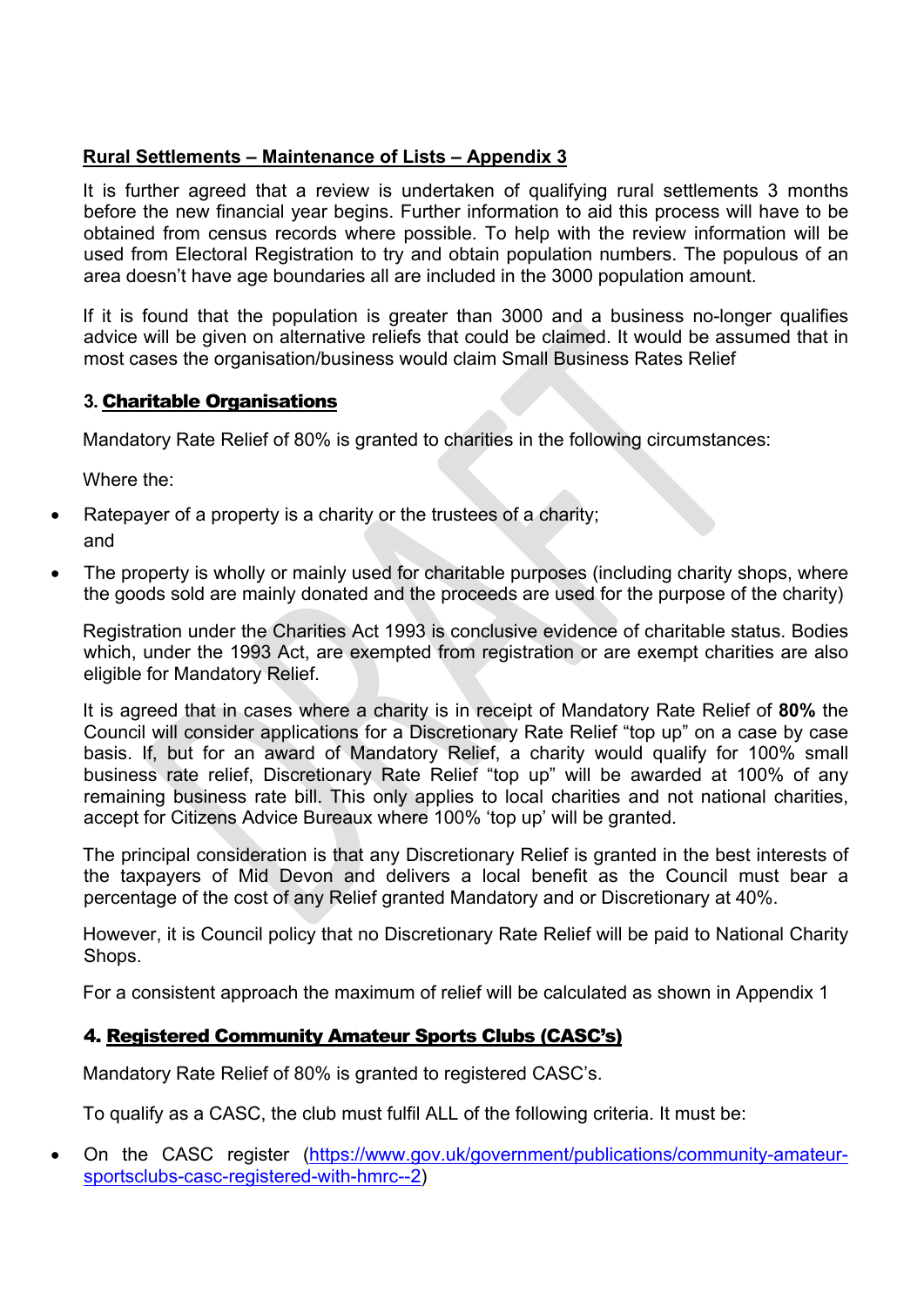**Rural Settlements – Maintenance of Lists – Appendix 3**

It is further agreed that a review is undertaken of qualifying rural settlements 3 months before the new financial year begins. Further information to aid this process will have to be obtained from census records where possible. To help with the review information will be used from Electoral Registration to try and obtain population numbers. The populous of an area doesn't have age boundaries all are included in the 3000 population amount.

If it is found that the population is greater than 3000 and a business no-longer qualifies advice will be given on alternative reliefs that could be claimed. It would be assumed that in most cases the organisation/business would claim Small Business Rates Relief

## 3. Charitable Organisations

Mandatory Rate Relief of 80% is granted to charities in the following circumstances:

Where the:

- Ratepayer of a property is a charity or the trustees of a charity;
  and
- The property is wholly or mainly used for charitable purposes (including charity shops, where the goods sold are mainly donated and the proceeds are used for the purpose of the charity)

Registration under the Charities Act 1993 is conclusive evidence of charitable status. Bodies which, under the 1993 Act, are exempted from registration or are exempt charities are also eligible for Mandatory Relief.

It is agreed that in cases where a charity is in receipt of Mandatory Rate Relief of **80%** the Council will consider applications for a Discretionary Rate Relief "top up" on a case by case basis. If, but for an award of Mandatory Relief, a charity would qualify for 100% small business rate relief, Discretionary Rate Relief "top up" will be awarded at 100% of any remaining business rate bill. This only applies to local charities and not national charities, accept for Citizens Advice Bureaux where 100% 'top up' will be granted.

The principal consideration is that any Discretionary Relief is granted in the best interests of the taxpayers of Mid Devon and delivers a local benefit as the Council must bear a percentage of the cost of any Relief granted Mandatory and or Discretionary at 40%.

However, it is Council policy that no Discretionary Rate Relief will be paid to National Charity Shops.

For a consistent approach the maximum of relief will be calculated as shown in Appendix 1

## 4. Registered Community Amateur Sports Clubs (CASC's)

Mandatory Rate Relief of 80% is granted to registered CASC's.

To qualify as a CASC, the club must fulfil ALL of the following criteria. It must be:

- On the CASC register (https://www.gov.uk/government/publications/community-amateur-sportsclubs-casc-registered-with-hmrc--2)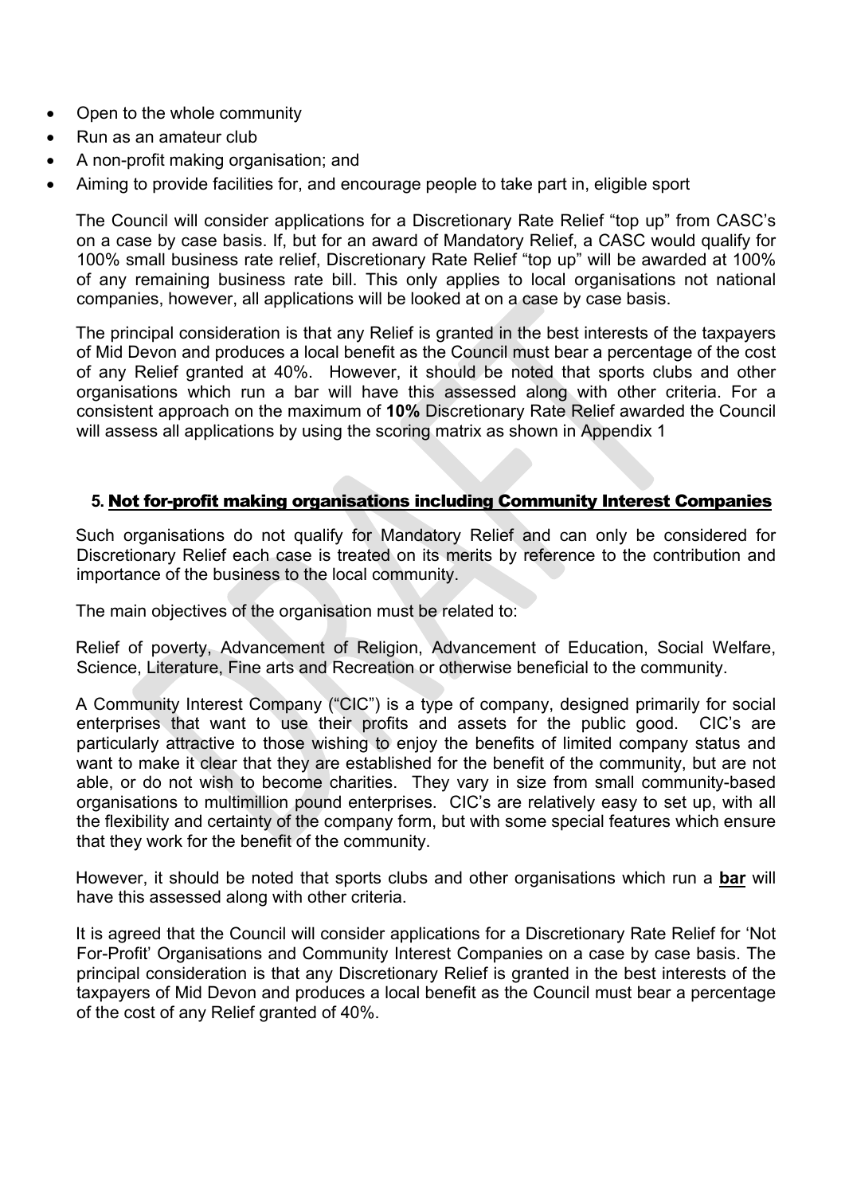- Open to the whole community
- Run as an amateur club
- A non-profit making organisation; and
- Aiming to provide facilities for, and encourage people to take part in, eligible sport

The Council will consider applications for a Discretionary Rate Relief "top up" from CASC's on a case by case basis. If, but for an award of Mandatory Relief, a CASC would qualify for 100% small business rate relief, Discretionary Rate Relief "top up" will be awarded at 100% of any remaining business rate bill. This only applies to local organisations not national companies, however, all applications will be looked at on a case by case basis.

The principal consideration is that any Relief is granted in the best interests of the taxpayers of Mid Devon and produces a local benefit as the Council must bear a percentage of the cost of any Relief granted at 40%. However, it should be noted that sports clubs and other organisations which run a bar will have this assessed along with other criteria. For a consistent approach on the maximum of **10%** Discretionary Rate Relief awarded the Council will assess all applications by using the scoring matrix as shown in Appendix 1

## 5. Not for-profit making organisations including Community Interest Companies

Such organisations do not qualify for Mandatory Relief and can only be considered for Discretionary Relief each case is treated on its merits by reference to the contribution and importance of the business to the local community.

The main objectives of the organisation must be related to:

Relief of poverty, Advancement of Religion, Advancement of Education, Social Welfare, Science, Literature, Fine arts and Recreation or otherwise beneficial to the community.

A Community Interest Company ("CIC") is a type of company, designed primarily for social enterprises that want to use their profits and assets for the public good. CIC's are particularly attractive to those wishing to enjoy the benefits of limited company status and want to make it clear that they are established for the benefit of the community, but are not able, or do not wish to become charities. They vary in size from small community-based organisations to multimillion pound enterprises. CIC's are relatively easy to set up, with all the flexibility and certainty of the company form, but with some special features which ensure that they work for the benefit of the community.

However, it should be noted that sports clubs and other organisations which run a **bar** will have this assessed along with other criteria.

It is agreed that the Council will consider applications for a Discretionary Rate Relief for 'Not For-Profit' Organisations and Community Interest Companies on a case by case basis. The principal consideration is that any Discretionary Relief is granted in the best interests of the taxpayers of Mid Devon and produces a local benefit as the Council must bear a percentage of the cost of any Relief granted of 40%.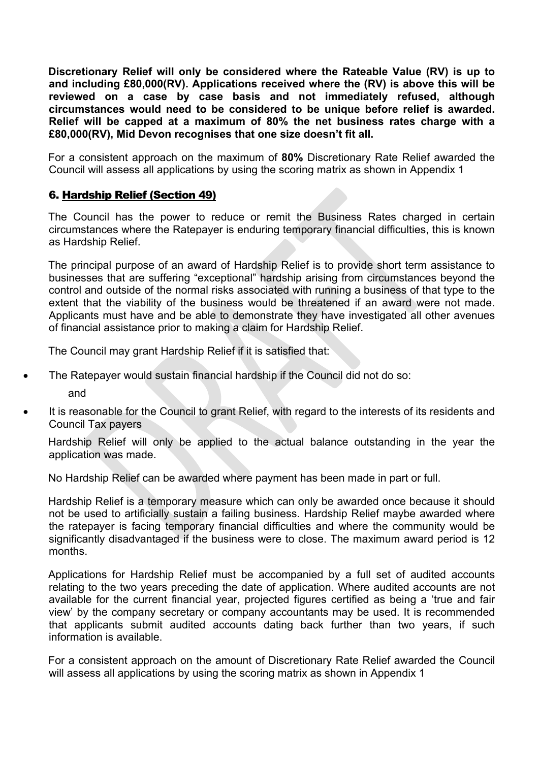**Discretionary Relief will only be considered where the Rateable Value (RV) is up to and including £80,000(RV). Applications received where the (RV) is above this will be reviewed on a case by case basis and not immediately refused, although circumstances would need to be considered to be unique before relief is awarded. Relief will be capped at a maximum of 80% the net business rates charge with a £80,000(RV), Mid Devon recognises that one size doesn't fit all.**

For a consistent approach on the maximum of **80%** Discretionary Rate Relief awarded the Council will assess all applications by using the scoring matrix as shown in Appendix 1

## 6. Hardship Relief (Section 49)

The Council has the power to reduce or remit the Business Rates charged in certain circumstances where the Ratepayer is enduring temporary financial difficulties, this is known as Hardship Relief.

The principal purpose of an award of Hardship Relief is to provide short term assistance to businesses that are suffering "exceptional" hardship arising from circumstances beyond the control and outside of the normal risks associated with running a business of that type to the extent that the viability of the business would be threatened if an award were not made. Applicants must have and be able to demonstrate they have investigated all other avenues of financial assistance prior to making a claim for Hardship Relief.

The Council may grant Hardship Relief if it is satisfied that:

- The Ratepayer would sustain financial hardship if the Council did not do so:

  and

- It is reasonable for the Council to grant Relief, with regard to the interests of its residents and Council Tax payers

Hardship Relief will only be applied to the actual balance outstanding in the year the application was made.

No Hardship Relief can be awarded where payment has been made in part or full.

Hardship Relief is a temporary measure which can only be awarded once because it should not be used to artificially sustain a failing business. Hardship Relief maybe awarded where the ratepayer is facing temporary financial difficulties and where the community would be significantly disadvantaged if the business were to close. The maximum award period is 12 months.

Applications for Hardship Relief must be accompanied by a full set of audited accounts relating to the two years preceding the date of application. Where audited accounts are not available for the current financial year, projected figures certified as being a 'true and fair view' by the company secretary or company accountants may be used. It is recommended that applicants submit audited accounts dating back further than two years, if such information is available.

For a consistent approach on the amount of Discretionary Rate Relief awarded the Council will assess all applications by using the scoring matrix as shown in Appendix 1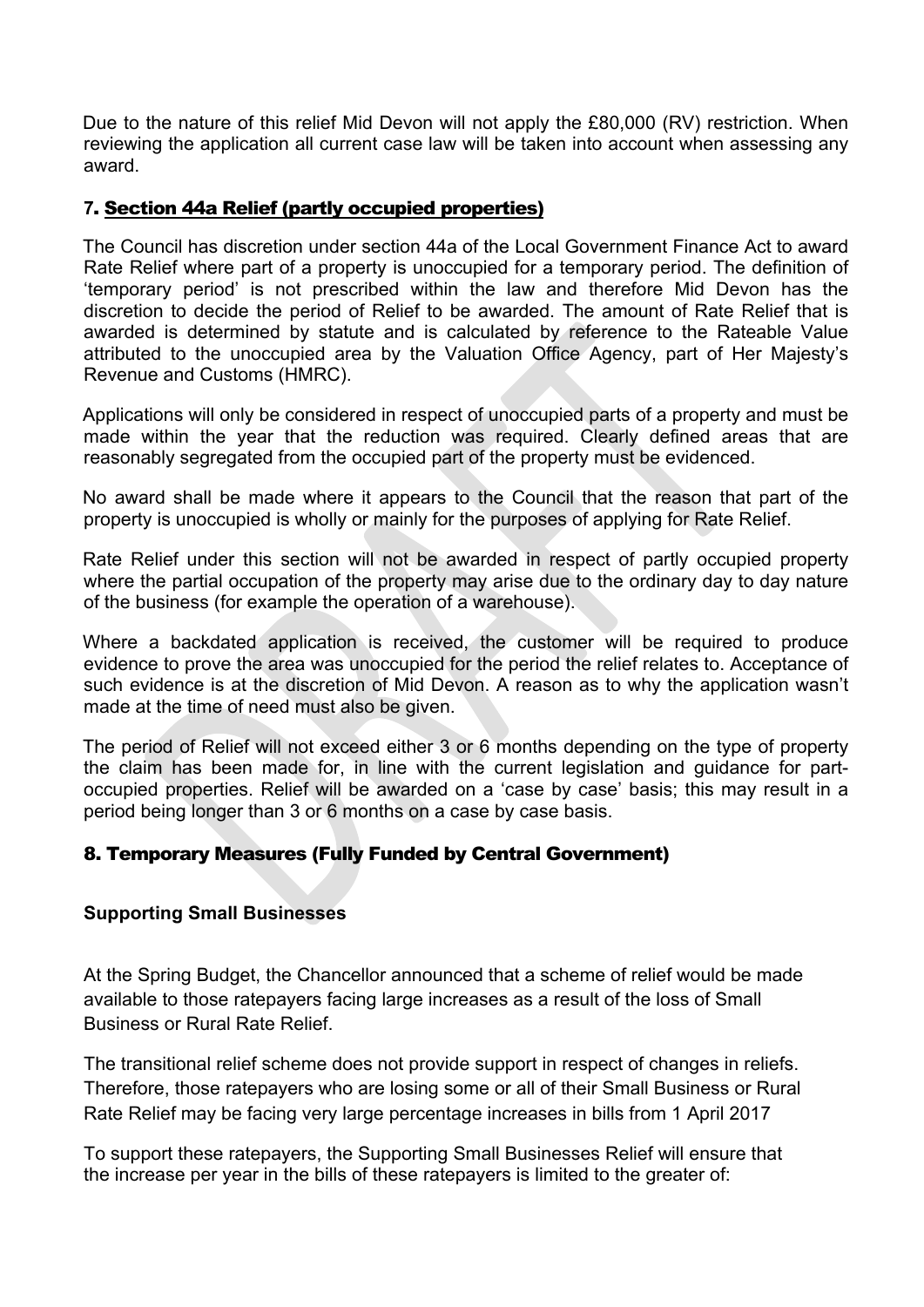Due to the nature of this relief Mid Devon will not apply the £80,000 (RV) restriction. When reviewing the application all current case law will be taken into account when assessing any award.

## 7. Section 44a Relief (partly occupied properties)

The Council has discretion under section 44a of the Local Government Finance Act to award Rate Relief where part of a property is unoccupied for a temporary period. The definition of 'temporary period' is not prescribed within the law and therefore Mid Devon has the discretion to decide the period of Relief to be awarded. The amount of Rate Relief that is awarded is determined by statute and is calculated by reference to the Rateable Value attributed to the unoccupied area by the Valuation Office Agency, part of Her Majesty's Revenue and Customs (HMRC).

Applications will only be considered in respect of unoccupied parts of a property and must be made within the year that the reduction was required. Clearly defined areas that are reasonably segregated from the occupied part of the property must be evidenced.

No award shall be made where it appears to the Council that the reason that part of the property is unoccupied is wholly or mainly for the purposes of applying for Rate Relief.

Rate Relief under this section will not be awarded in respect of partly occupied property where the partial occupation of the property may arise due to the ordinary day to day nature of the business (for example the operation of a warehouse).

Where a backdated application is received, the customer will be required to produce evidence to prove the area was unoccupied for the period the relief relates to. Acceptance of such evidence is at the discretion of Mid Devon. A reason as to why the application wasn't made at the time of need must also be given.

The period of Relief will not exceed either 3 or 6 months depending on the type of property the claim has been made for, in line with the current legislation and guidance for part-occupied properties. Relief will be awarded on a 'case by case' basis; this may result in a period being longer than 3 or 6 months on a case by case basis.

## 8. Temporary Measures (Fully Funded by Central Government)

### Supporting Small Businesses

At the Spring Budget, the Chancellor announced that a scheme of relief would be made available to those ratepayers facing large increases as a result of the loss of Small Business or Rural Rate Relief.

The transitional relief scheme does not provide support in respect of changes in reliefs. Therefore, those ratepayers who are losing some or all of their Small Business or Rural Rate Relief may be facing very large percentage increases in bills from 1 April 2017

To support these ratepayers, the Supporting Small Businesses Relief will ensure that the increase per year in the bills of these ratepayers is limited to the greater of: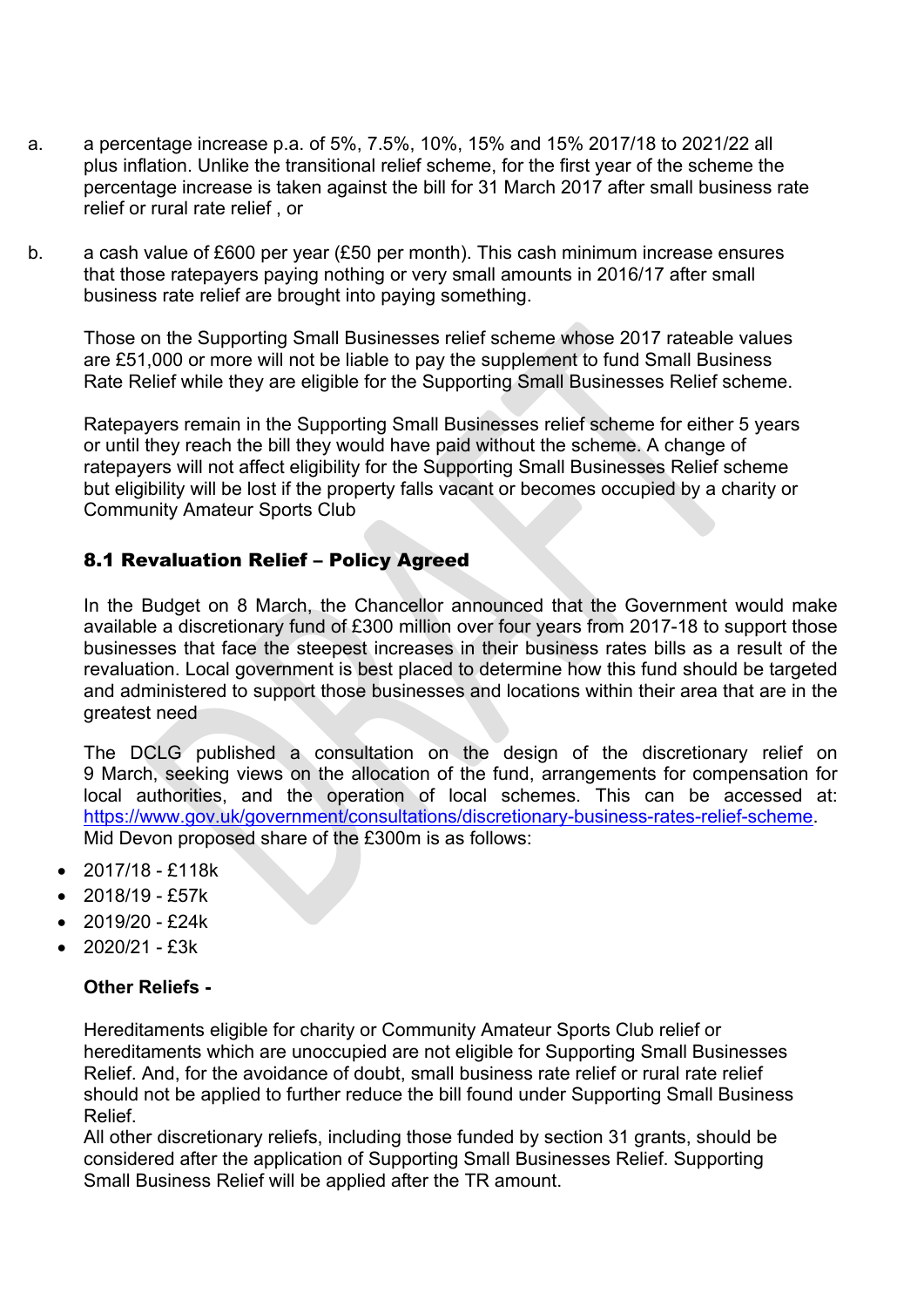a. a percentage increase p.a. of 5%, 7.5%, 10%, 15% and 15% 2017/18 to 2021/22 all plus inflation. Unlike the transitional relief scheme, for the first year of the scheme the percentage increase is taken against the bill for 31 March 2017 after small business rate relief or rural rate relief , or

b. a cash value of £600 per year (£50 per month). This cash minimum increase ensures that those ratepayers paying nothing or very small amounts in 2016/17 after small business rate relief are brought into paying something.

Those on the Supporting Small Businesses relief scheme whose 2017 rateable values are £51,000 or more will not be liable to pay the supplement to fund Small Business Rate Relief while they are eligible for the Supporting Small Businesses Relief scheme.

Ratepayers remain in the Supporting Small Businesses relief scheme for either 5 years or until they reach the bill they would have paid without the scheme. A change of ratepayers will not affect eligibility for the Supporting Small Businesses Relief scheme but eligibility will be lost if the property falls vacant or becomes occupied by a charity or Community Amateur Sports Club

### 8.1 Revaluation Relief – Policy Agreed

In the Budget on 8 March, the Chancellor announced that the Government would make available a discretionary fund of £300 million over four years from 2017-18 to support those businesses that face the steepest increases in their business rates bills as a result of the revaluation. Local government is best placed to determine how this fund should be targeted and administered to support those businesses and locations within their area that are in the greatest need

The DCLG published a consultation on the design of the discretionary relief on 9 March, seeking views on the allocation of the fund, arrangements for compensation for local authorities, and the operation of local schemes. This can be accessed at: https://www.gov.uk/government/consultations/discretionary-business-rates-relief-scheme. Mid Devon proposed share of the £300m is as follows:

- 2017/18 - £118k
- 2018/19 - £57k
- 2019/20 - £24k
- 2020/21 - £3k

**Other Reliefs -**

Hereditaments eligible for charity or Community Amateur Sports Club relief or hereditaments which are unoccupied are not eligible for Supporting Small Businesses Relief. And, for the avoidance of doubt, small business rate relief or rural rate relief should not be applied to further reduce the bill found under Supporting Small Business Relief.
All other discretionary reliefs, including those funded by section 31 grants, should be considered after the application of Supporting Small Businesses Relief. Supporting Small Business Relief will be applied after the TR amount.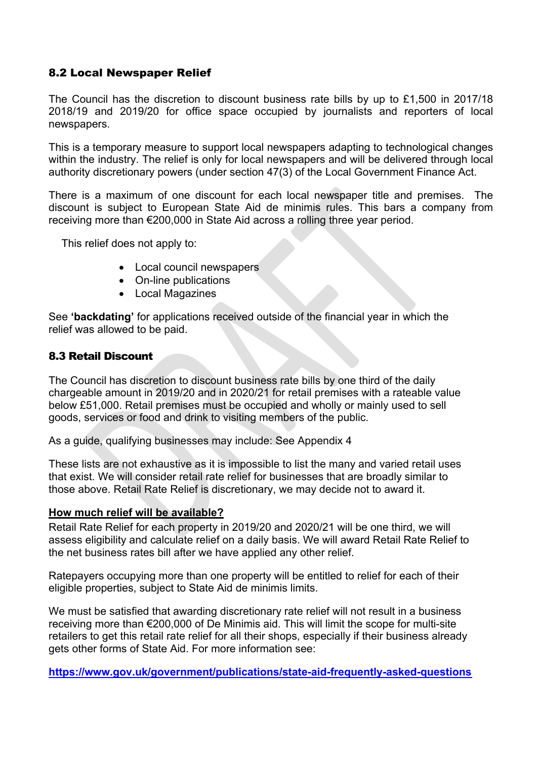## 8.2 Local Newspaper Relief

The Council has the discretion to discount business rate bills by up to £1,500 in 2017/18 2018/19 and 2019/20 for office space occupied by journalists and reporters of local newspapers.

This is a temporary measure to support local newspapers adapting to technological changes within the industry. The relief is only for local newspapers and will be delivered through local authority discretionary powers (under section 47(3) of the Local Government Finance Act.

There is a maximum of one discount for each local newspaper title and premises. The discount is subject to European State Aid de minimis rules. This bars a company from receiving more than €200,000 in State Aid across a rolling three year period.

This relief does not apply to:

- Local council newspapers
- On-line publications
- Local Magazines

See **'backdating'** for applications received outside of the financial year in which the relief was allowed to be paid.

## 8.3 Retail Discount

The Council has discretion to discount business rate bills by one third of the daily chargeable amount in 2019/20 and in 2020/21 for retail premises with a rateable value below £51,000. Retail premises must be occupied and wholly or mainly used to sell goods, services or food and drink to visiting members of the public.

As a guide, qualifying businesses may include: See Appendix 4

These lists are not exhaustive as it is impossible to list the many and varied retail uses that exist. We will consider retail rate relief for businesses that are broadly similar to those above. Retail Rate Relief is discretionary, we may decide not to award it.

**How much relief will be available?**

Retail Rate Relief for each property in 2019/20 and 2020/21 will be one third, we will assess eligibility and calculate relief on a daily basis. We will award Retail Rate Relief to the net business rates bill after we have applied any other relief.

Ratepayers occupying more than one property will be entitled to relief for each of their eligible properties, subject to State Aid de minimis limits.

We must be satisfied that awarding discretionary rate relief will not result in a business receiving more than €200,000 of De Minimis aid. This will limit the scope for multi-site retailers to get this retail rate relief for all their shops, especially if their business already gets other forms of State Aid. For more information see:

**https://www.gov.uk/government/publications/state-aid-frequently-asked-questions**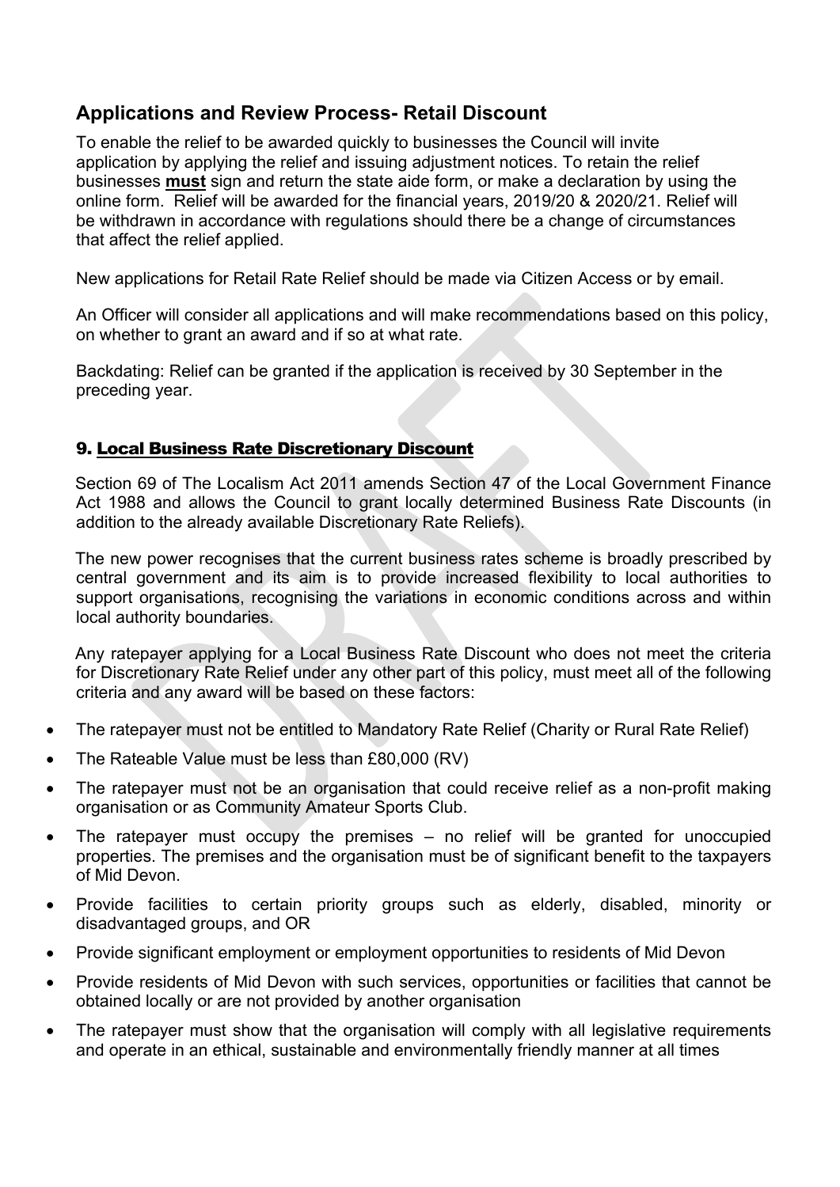## Applications and Review Process- Retail Discount

To enable the relief to be awarded quickly to businesses the Council will invite application by applying the relief and issuing adjustment notices. To retain the relief businesses **must** sign and return the state aide form, or make a declaration by using the online form. Relief will be awarded for the financial years, 2019/20 & 2020/21. Relief will be withdrawn in accordance with regulations should there be a change of circumstances that affect the relief applied.

New applications for Retail Rate Relief should be made via Citizen Access or by email.

An Officer will consider all applications and will make recommendations based on this policy, on whether to grant an award and if so at what rate.

Backdating: Relief can be granted if the application is received by 30 September in the preceding year.

## 9. Local Business Rate Discretionary Discount

Section 69 of The Localism Act 2011 amends Section 47 of the Local Government Finance Act 1988 and allows the Council to grant locally determined Business Rate Discounts (in addition to the already available Discretionary Rate Reliefs).

The new power recognises that the current business rates scheme is broadly prescribed by central government and its aim is to provide increased flexibility to local authorities to support organisations, recognising the variations in economic conditions across and within local authority boundaries.

Any ratepayer applying for a Local Business Rate Discount who does not meet the criteria for Discretionary Rate Relief under any other part of this policy, must meet all of the following criteria and any award will be based on these factors:

- The ratepayer must not be entitled to Mandatory Rate Relief (Charity or Rural Rate Relief)
- The Rateable Value must be less than £80,000 (RV)
- The ratepayer must not be an organisation that could receive relief as a non-profit making organisation or as Community Amateur Sports Club.
- The ratepayer must occupy the premises – no relief will be granted for unoccupied properties. The premises and the organisation must be of significant benefit to the taxpayers of Mid Devon.
- Provide facilities to certain priority groups such as elderly, disabled, minority or disadvantaged groups, and OR
- Provide significant employment or employment opportunities to residents of Mid Devon
- Provide residents of Mid Devon with such services, opportunities or facilities that cannot be obtained locally or are not provided by another organisation
- The ratepayer must show that the organisation will comply with all legislative requirements and operate in an ethical, sustainable and environmentally friendly manner at all times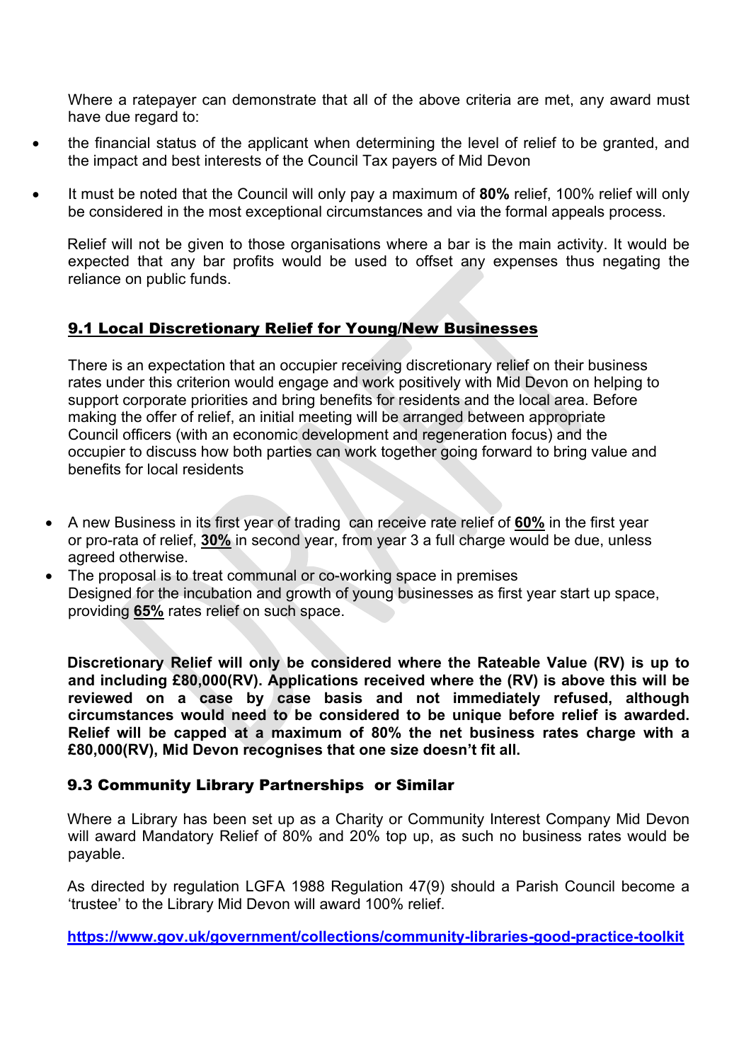Where a ratepayer can demonstrate that all of the above criteria are met, any award must have due regard to:

- the financial status of the applicant when determining the level of relief to be granted, and the impact and best interests of the Council Tax payers of Mid Devon
- It must be noted that the Council will only pay a maximum of **80%** relief, 100% relief will only be considered in the most exceptional circumstances and via the formal appeals process.

Relief will not be given to those organisations where a bar is the main activity. It would be expected that any bar profits would be used to offset any expenses thus negating the reliance on public funds.

### 9.1 Local Discretionary Relief for Young/New Businesses

There is an expectation that an occupier receiving discretionary relief on their business rates under this criterion would engage and work positively with Mid Devon on helping to support corporate priorities and bring benefits for residents and the local area. Before making the offer of relief, an initial meeting will be arranged between appropriate Council officers (with an economic development and regeneration focus) and the occupier to discuss how both parties can work together going forward to bring value and benefits for local residents

- A new Business in its first year of trading can receive rate relief of **60%** in the first year or pro-rata of relief, **30%** in second year, from year 3 a full charge would be due, unless agreed otherwise.
- The proposal is to treat communal or co-working space in premises Designed for the incubation and growth of young businesses as first year start up space, providing **65%** rates relief on such space.

**Discretionary Relief will only be considered where the Rateable Value (RV) is up to and including £80,000(RV). Applications received where the (RV) is above this will be reviewed on a case by case basis and not immediately refused, although circumstances would need to be considered to be unique before relief is awarded. Relief will be capped at a maximum of 80% the net business rates charge with a £80,000(RV), Mid Devon recognises that one size doesn't fit all.**

### 9.3 Community Library Partnerships or Similar

Where a Library has been set up as a Charity or Community Interest Company Mid Devon will award Mandatory Relief of 80% and 20% top up, as such no business rates would be payable.

As directed by regulation LGFA 1988 Regulation 47(9) should a Parish Council become a 'trustee' to the Library Mid Devon will award 100% relief.

**https://www.gov.uk/government/collections/community-libraries-good-practice-toolkit**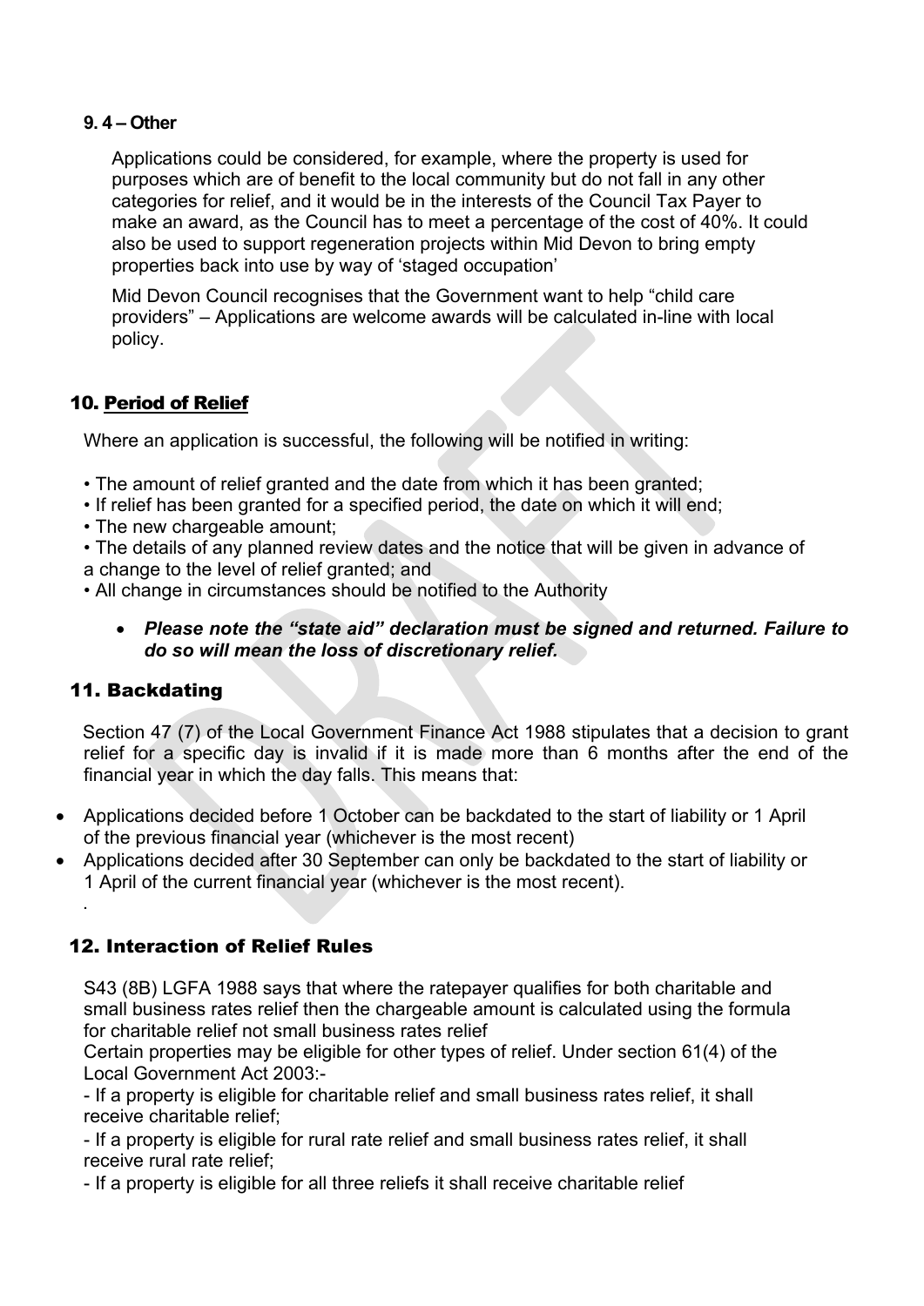**9. 4 – Other**

Applications could be considered, for example, where the property is used for purposes which are of benefit to the local community but do not fall in any other categories for relief, and it would be in the interests of the Council Tax Payer to make an award, as the Council has to meet a percentage of the cost of 40%. It could also be used to support regeneration projects within Mid Devon to bring empty properties back into use by way of 'staged occupation'

Mid Devon Council recognises that the Government want to help "child care providers" – Applications are welcome awards will be calculated in-line with local policy.

## 10. Period of Relief

Where an application is successful, the following will be notified in writing:

• The amount of relief granted and the date from which it has been granted;
• If relief has been granted for a specified period, the date on which it will end;
• The new chargeable amount;
• The details of any planned review dates and the notice that will be given in advance of a change to the level of relief granted; and
• All change in circumstances should be notified to the Authority

- ***Please note the "state aid" declaration must be signed and returned. Failure to do so will mean the loss of discretionary relief.***

## 11. Backdating

Section 47 (7) of the Local Government Finance Act 1988 stipulates that a decision to grant relief for a specific day is invalid if it is made more than 6 months after the end of the financial year in which the day falls. This means that:

- Applications decided before 1 October can be backdated to the start of liability or 1 April of the previous financial year (whichever is the most recent)
- Applications decided after 30 September can only be backdated to the start of liability or 1 April of the current financial year (whichever is the most recent).

.

## 12. Interaction of Relief Rules

S43 (8B) LGFA 1988 says that where the ratepayer qualifies for both charitable and small business rates relief then the chargeable amount is calculated using the formula for charitable relief not small business rates relief

Certain properties may be eligible for other types of relief. Under section 61(4) of the Local Government Act 2003:-

- If a property is eligible for charitable relief and small business rates relief, it shall receive charitable relief;

- If a property is eligible for rural rate relief and small business rates relief, it shall receive rural rate relief;

- If a property is eligible for all three reliefs it shall receive charitable relief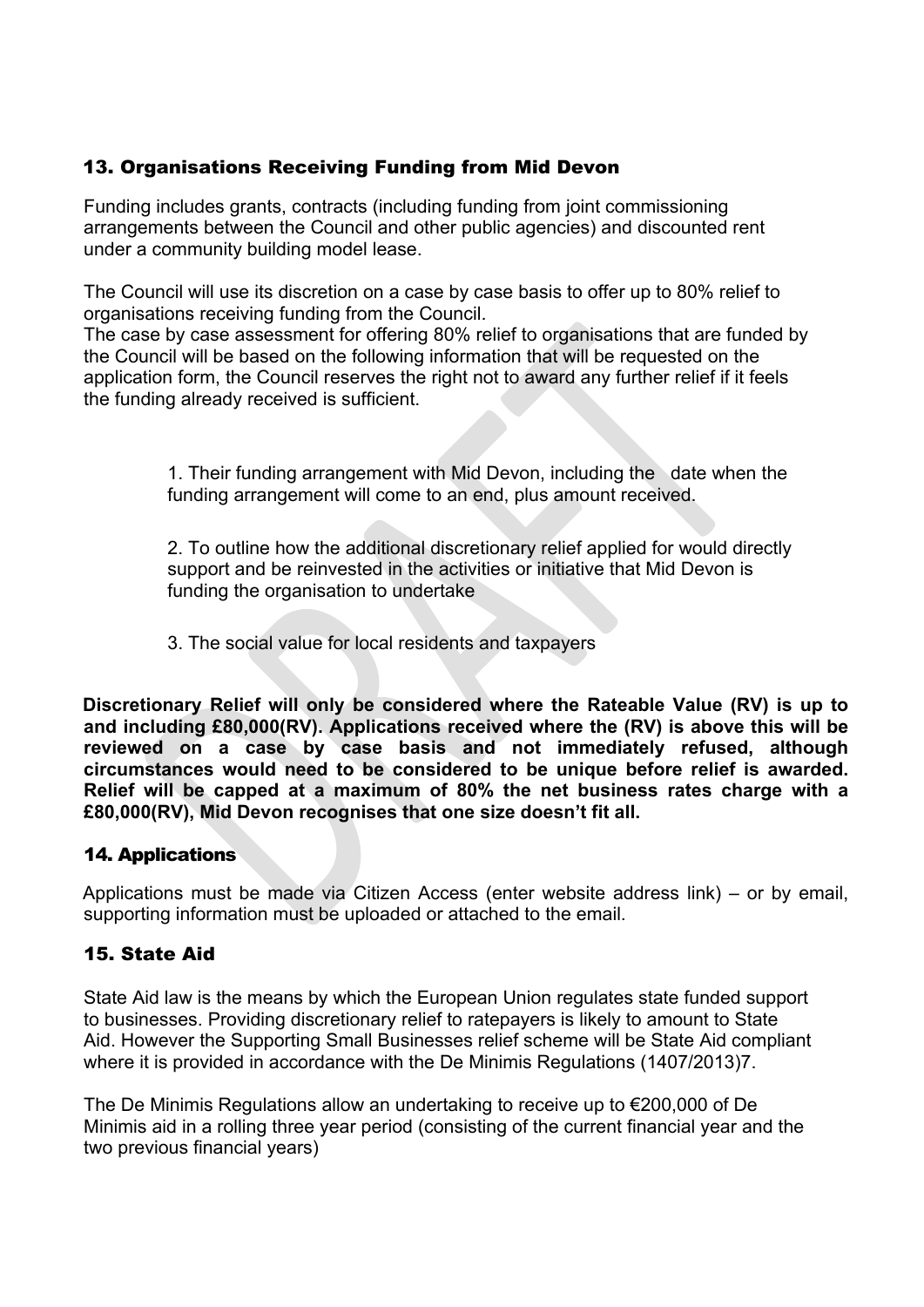## 13. Organisations Receiving Funding from Mid Devon

Funding includes grants, contracts (including funding from joint commissioning arrangements between the Council and other public agencies) and discounted rent under a community building model lease.

The Council will use its discretion on a case by case basis to offer up to 80% relief to organisations receiving funding from the Council.
The case by case assessment for offering 80% relief to organisations that are funded by the Council will be based on the following information that will be requested on the application form, the Council reserves the right not to award any further relief if it feels the funding already received is sufficient.

1. Their funding arrangement with Mid Devon, including the date when the funding arrangement will come to an end, plus amount received.

2. To outline how the additional discretionary relief applied for would directly support and be reinvested in the activities or initiative that Mid Devon is funding the organisation to undertake

3. The social value for local residents and taxpayers

**Discretionary Relief will only be considered where the Rateable Value (RV) is up to and including £80,000(RV). Applications received where the (RV) is above this will be reviewed on a case by case basis and not immediately refused, although circumstances would need to be considered to be unique before relief is awarded. Relief will be capped at a maximum of 80% the net business rates charge with a £80,000(RV), Mid Devon recognises that one size doesn't fit all.**

## 14. Applications

Applications must be made via Citizen Access (enter website address link) – or by email, supporting information must be uploaded or attached to the email.

## 15. State Aid

State Aid law is the means by which the European Union regulates state funded support to businesses. Providing discretionary relief to ratepayers is likely to amount to State Aid. However the Supporting Small Businesses relief scheme will be State Aid compliant where it is provided in accordance with the De Minimis Regulations (1407/2013)7.

The De Minimis Regulations allow an undertaking to receive up to €200,000 of De Minimis aid in a rolling three year period (consisting of the current financial year and the two previous financial years)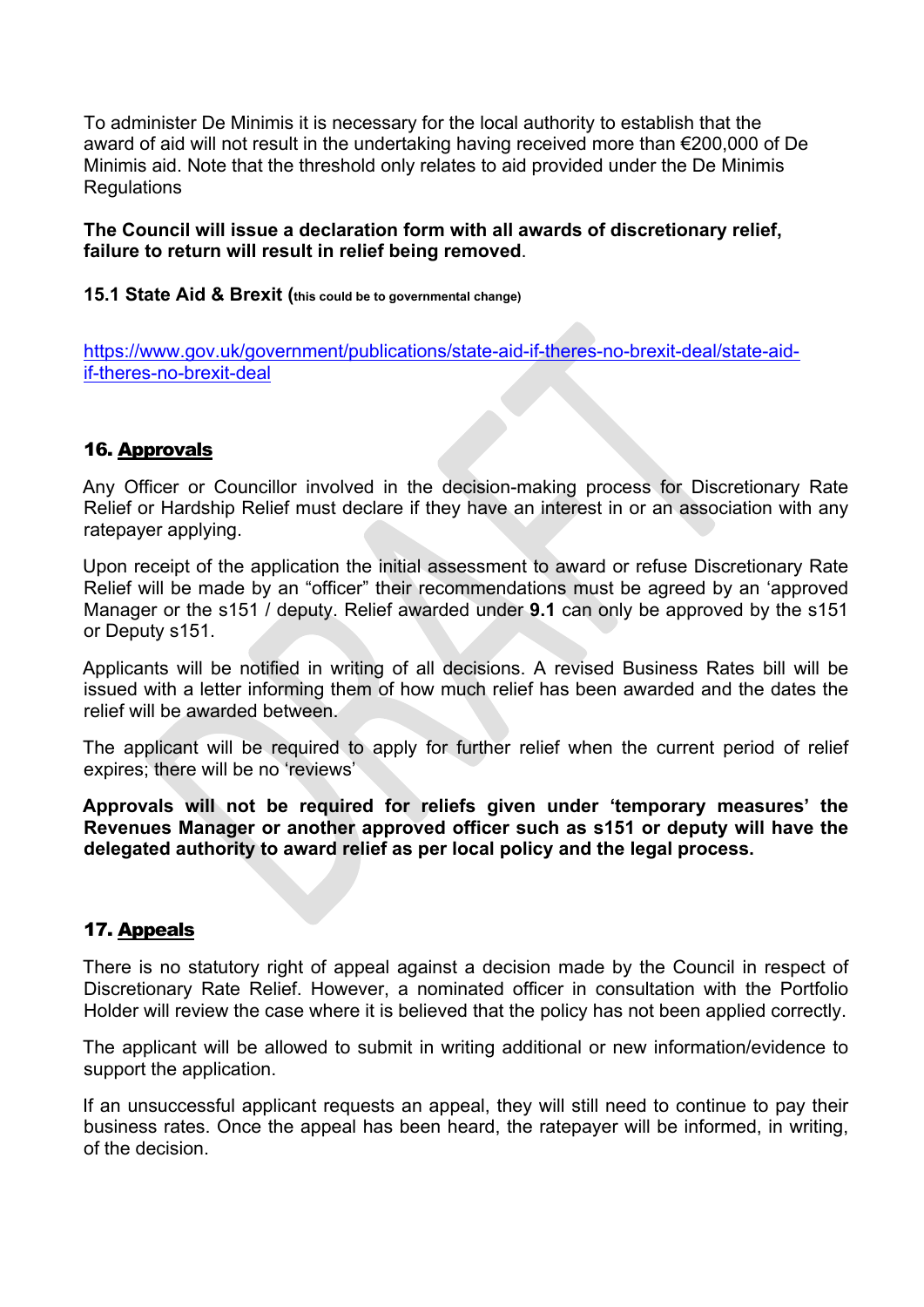To administer De Minimis it is necessary for the local authority to establish that the award of aid will not result in the undertaking having received more than €200,000 of De Minimis aid. Note that the threshold only relates to aid provided under the De Minimis Regulations

**The Council will issue a declaration form with all awards of discretionary relief, failure to return will result in relief being removed**.

### 15.1 State Aid & Brexit (this could be to governmental change)

https://www.gov.uk/government/publications/state-aid-if-theres-no-brexit-deal/state-aid-if-theres-no-brexit-deal

## 16. Approvals

Any Officer or Councillor involved in the decision-making process for Discretionary Rate Relief or Hardship Relief must declare if they have an interest in or an association with any ratepayer applying.

Upon receipt of the application the initial assessment to award or refuse Discretionary Rate Relief will be made by an "officer" their recommendations must be agreed by an 'approved Manager or the s151 / deputy. Relief awarded under **9.1** can only be approved by the s151 or Deputy s151.

Applicants will be notified in writing of all decisions. A revised Business Rates bill will be issued with a letter informing them of how much relief has been awarded and the dates the relief will be awarded between.

The applicant will be required to apply for further relief when the current period of relief expires; there will be no 'reviews'

**Approvals will not be required for reliefs given under 'temporary measures' the Revenues Manager or another approved officer such as s151 or deputy will have the delegated authority to award relief as per local policy and the legal process.**

## 17. Appeals

There is no statutory right of appeal against a decision made by the Council in respect of Discretionary Rate Relief. However, a nominated officer in consultation with the Portfolio Holder will review the case where it is believed that the policy has not been applied correctly.

The applicant will be allowed to submit in writing additional or new information/evidence to support the application.

If an unsuccessful applicant requests an appeal, they will still need to continue to pay their business rates. Once the appeal has been heard, the ratepayer will be informed, in writing, of the decision.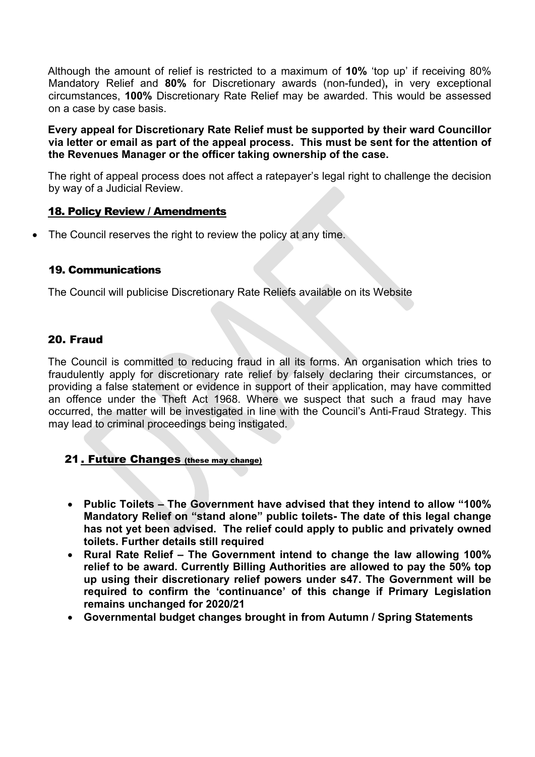Although the amount of relief is restricted to a maximum of **10%** 'top up' if receiving 80% Mandatory Relief and **80%** for Discretionary awards (non-funded)**,** in very exceptional circumstances, **100%** Discretionary Rate Relief may be awarded. This would be assessed on a case by case basis.

**Every appeal for Discretionary Rate Relief must be supported by their ward Councillor via letter or email as part of the appeal process. This must be sent for the attention of the Revenues Manager or the officer taking ownership of the case.**

The right of appeal process does not affect a ratepayer's legal right to challenge the decision by way of a Judicial Review.

## 18. Policy Review / Amendments

- The Council reserves the right to review the policy at any time.

## 19. Communications

The Council will publicise Discretionary Rate Reliefs available on its Website

## 20. Fraud

The Council is committed to reducing fraud in all its forms. An organisation which tries to fraudulently apply for discretionary rate relief by falsely declaring their circumstances, or providing a false statement or evidence in support of their application, may have committed an offence under the Theft Act 1968. Where we suspect that such a fraud may have occurred, the matter will be investigated in line with the Council's Anti-Fraud Strategy. This may lead to criminal proceedings being instigated.

## 21. Future Changes (these may change)

- **Public Toilets – The Government have advised that they intend to allow "100% Mandatory Relief on "stand alone" public toilets- The date of this legal change has not yet been advised. The relief could apply to public and privately owned toilets. Further details still required**
- **Rural Rate Relief – The Government intend to change the law allowing 100% relief to be award. Currently Billing Authorities are allowed to pay the 50% top up using their discretionary relief powers under s47. The Government will be required to confirm the 'continuance' of this change if Primary Legislation remains unchanged for 2020/21**
- **Governmental budget changes brought in from Autumn / Spring Statements**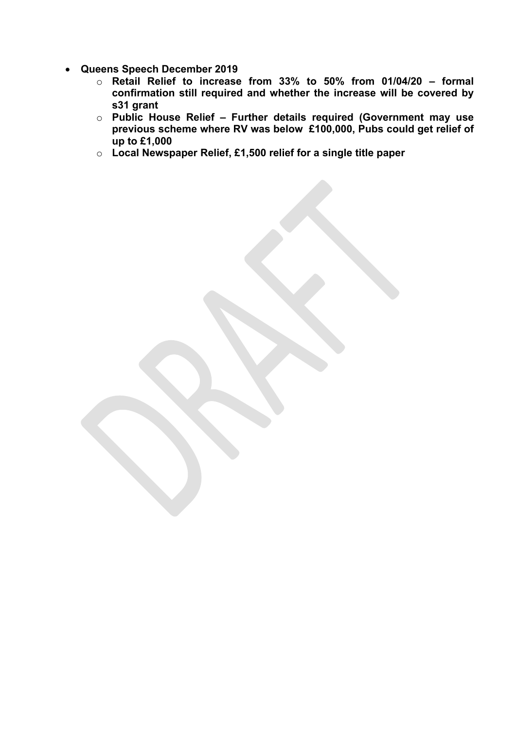- **Queens Speech December 2019**
  - **Retail Relief to increase from 33% to 50% from 01/04/20 – formal confirmation still required and whether the increase will be covered by s31 grant**
  - **Public House Relief – Further details required (Government may use previous scheme where RV was below £100,000, Pubs could get relief of up to £1,000**
  - **Local Newspaper Relief, £1,500 relief for a single title paper**